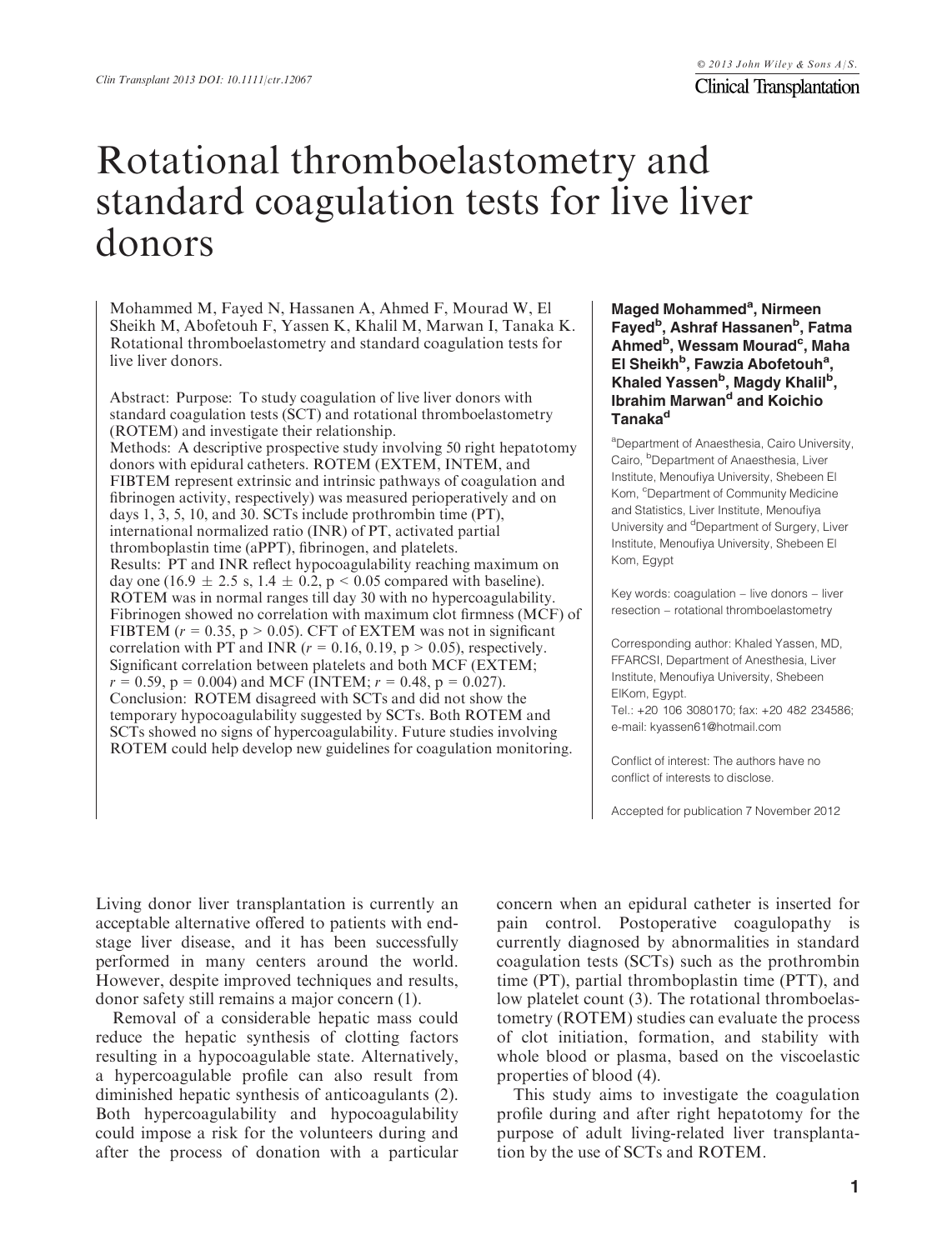# Rotational thromboelastometry and standard coagulation tests for live liver donors

Mohammed M, Fayed N, Hassanen A, Ahmed F, Mourad W, El Sheikh M, Abofetouh F, Yassen K, Khalil M, Marwan I, Tanaka K. Rotational thromboelastometry and standard coagulation tests for live liver donors.

Abstract: Purpose: To study coagulation of live liver donors with standard coagulation tests (SCT) and rotational thromboelastometry (ROTEM) and investigate their relationship.
Methods: A descriptive prospective study involving 50 right hepatotomy donors with epidural catheters. ROTEM (EXTEM, INTEM, and FIBTEM represent extrinsic and intrinsic pathways of coagulation and fibrinogen activity, respectively) was measured perioperatively and on days 1, 3, 5, 10, and 30. SCTs include prothrombin time (PT), international normalized ratio (INR) of PT, activated partial thromboplastin time (aPPT), fibrinogen, and platelets.
Results: PT and INR reflect hypocoagulability reaching maximum on day one ($16.9 \pm 2.5$ s, $1.4 \pm 0.2$, $p < 0.05$ compared with baseline). ROTEM was in normal ranges till day 30 with no hypercoagulability. Fibrinogen showed no correlation with maximum clot firmness (MCF) of FIBTEM ($r = 0.35$, $p > 0.05$). CFT of EXTEM was not in significant correlation with PT and INR ($r = 0.16, 0.19$, $p > 0.05$), respectively. Significant correlation between platelets and both MCF (EXTEM; $r = 0.59$, $p = 0.004$) and MCF (INTEM; $r = 0.48$, $p = 0.027$).
Conclusion: ROTEM disagreed with SCTs and did not show the temporary hypocoagulability suggested by SCTs. Both ROTEM and SCTs showed no signs of hypercoagulability. Future studies involving ROTEM could help develop new guidelines for coagulation monitoring.

**Maged Mohammed[a], Nirmeen Fayed[b], Ashraf Hassanen[b], Fatma Ahmed[b], Wessam Mourad[c], Maha El Sheikh[b], Fawzia Abofetouh[a], Khaled Yassen[b], Magdy Khalil[b], Ibrahim Marwan[d] and Koichio Tanaka[d]**

[a]Department of Anaesthesia, Cairo University, Cairo, [b]Department of Anaesthesia, Liver Institute, Menoufiya University, Shebeen El Kom, [c]Department of Community Medicine and Statistics, Liver Institute, Menoufiya University and [d]Department of Surgery, Liver Institute, Menoufiya University, Shebeen El Kom, Egypt

Key words: coagulation – live donors – liver resection – rotational thromboelastometry

Corresponding author: Khaled Yassen, MD, FFARCSI, Department of Anesthesia, Liver Institute, Menoufiya University, Shebeen ElKom, Egypt.
Tel.: +20 106 3080170; fax: +20 482 234586; e-mail: kyassen61@hotmail.com

Conflict of interest: The authors have no conflict of interests to disclose.

Accepted for publication 7 November 2012

Living donor liver transplantation is currently an acceptable alternative offered to patients with end-stage liver disease, and it has been successfully performed in many centers around the world. However, despite improved techniques and results, donor safety still remains a major concern (1).

Removal of a considerable hepatic mass could reduce the hepatic synthesis of clotting factors resulting in a hypocoagulable state. Alternatively, a hypercoagulable profile can also result from diminished hepatic synthesis of anticoagulants (2). Both hypercoagulability and hypocoagulability could impose a risk for the volunteers during and after the process of donation with a particular concern when an epidural catheter is inserted for pain control. Postoperative coagulopathy is currently diagnosed by abnormalities in standard coagulation tests (SCTs) such as the prothrombin time (PT), partial thromboplastin time (PTT), and low platelet count (3). The rotational thromboelastometry (ROTEM) studies can evaluate the process of clot initiation, formation, and stability with whole blood or plasma, based on the viscoelastic properties of blood (4).

This study aims to investigate the coagulation profile during and after right hepatotomy for the purpose of adult living-related liver transplantation by the use of SCTs and ROTEM.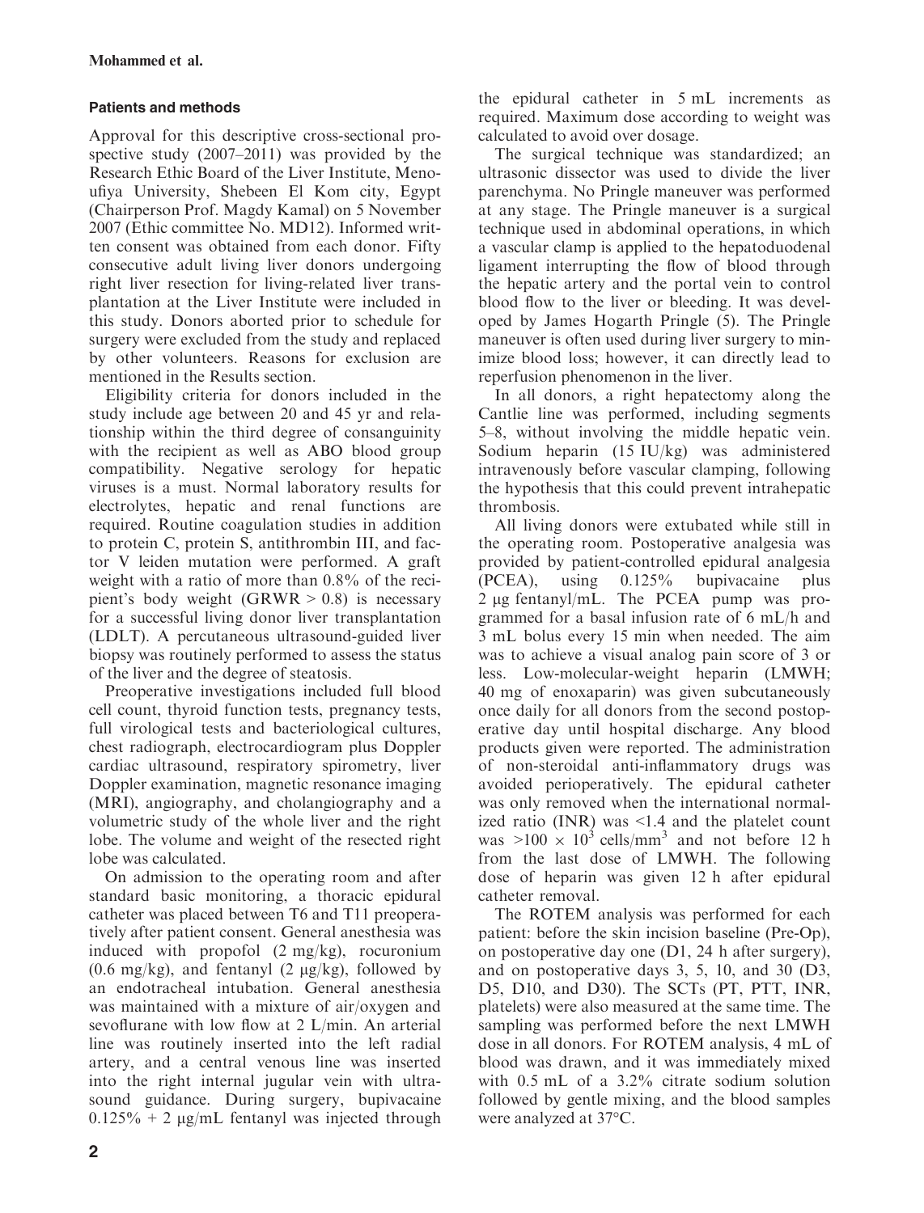## Patients and methods

Approval for this descriptive cross-sectional prospective study (2007–2011) was provided by the Research Ethic Board of the Liver Institute, Menoufiya University, Shebeen El Kom city, Egypt (Chairperson Prof. Magdy Kamal) on 5 November 2007 (Ethic committee No. MD12). Informed written consent was obtained from each donor. Fifty consecutive adult living liver donors undergoing right liver resection for living-related liver transplantation at the Liver Institute were included in this study. Donors aborted prior to schedule for surgery were excluded from the study and replaced by other volunteers. Reasons for exclusion are mentioned in the Results section.

Eligibility criteria for donors included in the study include age between 20 and 45 yr and relationship within the third degree of consanguinity with the recipient as well as ABO blood group compatibility. Negative serology for hepatic viruses is a must. Normal laboratory results for electrolytes, hepatic and renal functions are required. Routine coagulation studies in addition to protein C, protein S, antithrombin III, and factor V leiden mutation were performed. A graft weight with a ratio of more than 0.8% of the recipient's body weight (GRWR > 0.8) is necessary for a successful living donor liver transplantation (LDLT). A percutaneous ultrasound-guided liver biopsy was routinely performed to assess the status of the liver and the degree of steatosis.

Preoperative investigations included full blood cell count, thyroid function tests, pregnancy tests, full virological tests and bacteriological cultures, chest radiograph, electrocardiogram plus Doppler cardiac ultrasound, respiratory spirometry, liver Doppler examination, magnetic resonance imaging (MRI), angiography, and cholangiography and a volumetric study of the whole liver and the right lobe. The volume and weight of the resected right lobe was calculated.

On admission to the operating room and after standard basic monitoring, a thoracic epidural catheter was placed between T6 and T11 preoperatively after patient consent. General anesthesia was induced with propofol (2 mg/kg), rocuronium (0.6 mg/kg), and fentanyl (2 μg/kg), followed by an endotracheal intubation. General anesthesia was maintained with a mixture of air/oxygen and sevoflurane with low flow at 2 L/min. An arterial line was routinely inserted into the left radial artery, and a central venous line was inserted into the right internal jugular vein with ultrasound guidance. During surgery, bupivacaine 0.125% + 2 μg/mL fentanyl was injected through the epidural catheter in 5 mL increments as required. Maximum dose according to weight was calculated to avoid over dosage.

The surgical technique was standardized; an ultrasonic dissector was used to divide the liver parenchyma. No Pringle maneuver was performed at any stage. The Pringle maneuver is a surgical technique used in abdominal operations, in which a vascular clamp is applied to the hepatoduodenal ligament interrupting the flow of blood through the hepatic artery and the portal vein to control blood flow to the liver or bleeding. It was developed by James Hogarth Pringle (5). The Pringle maneuver is often used during liver surgery to minimize blood loss; however, it can directly lead to reperfusion phenomenon in the liver.

In all donors, a right hepatectomy along the Cantlie line was performed, including segments 5–8, without involving the middle hepatic vein. Sodium heparin (15 IU/kg) was administered intravenously before vascular clamping, following the hypothesis that this could prevent intrahepatic thrombosis.

All living donors were extubated while still in the operating room. Postoperative analgesia was provided by patient-controlled epidural analgesia (PCEA), using 0.125% bupivacaine plus 2 μg fentanyl/mL. The PCEA pump was programmed for a basal infusion rate of 6 mL/h and 3 mL bolus every 15 min when needed. The aim was to achieve a visual analog pain score of 3 or less. Low-molecular-weight heparin (LMWH; 40 mg of enoxaparin) was given subcutaneously once daily for all donors from the second postoperative day until hospital discharge. Any blood products given were reported. The administration of non-steroidal anti-inflammatory drugs was avoided perioperatively. The epidural catheter was only removed when the international normalized ratio (INR) was <1.4 and the platelet count was $>100 \times 10^3$ cells/$mm^3$ and not before 12 h from the last dose of LMWH. The following dose of heparin was given 12 h after epidural catheter removal.

The ROTEM analysis was performed for each patient: before the skin incision baseline (Pre-Op), on postoperative day one (D1, 24 h after surgery), and on postoperative days 3, 5, 10, and 30 (D3, D5, D10, and D30). The SCTs (PT, PTT, INR, platelets) were also measured at the same time. The sampling was performed before the next LMWH dose in all donors. For ROTEM analysis, 4 mL of blood was drawn, and it was immediately mixed with 0.5 mL of a 3.2% citrate sodium solution followed by gentle mixing, and the blood samples were analyzed at 37°C.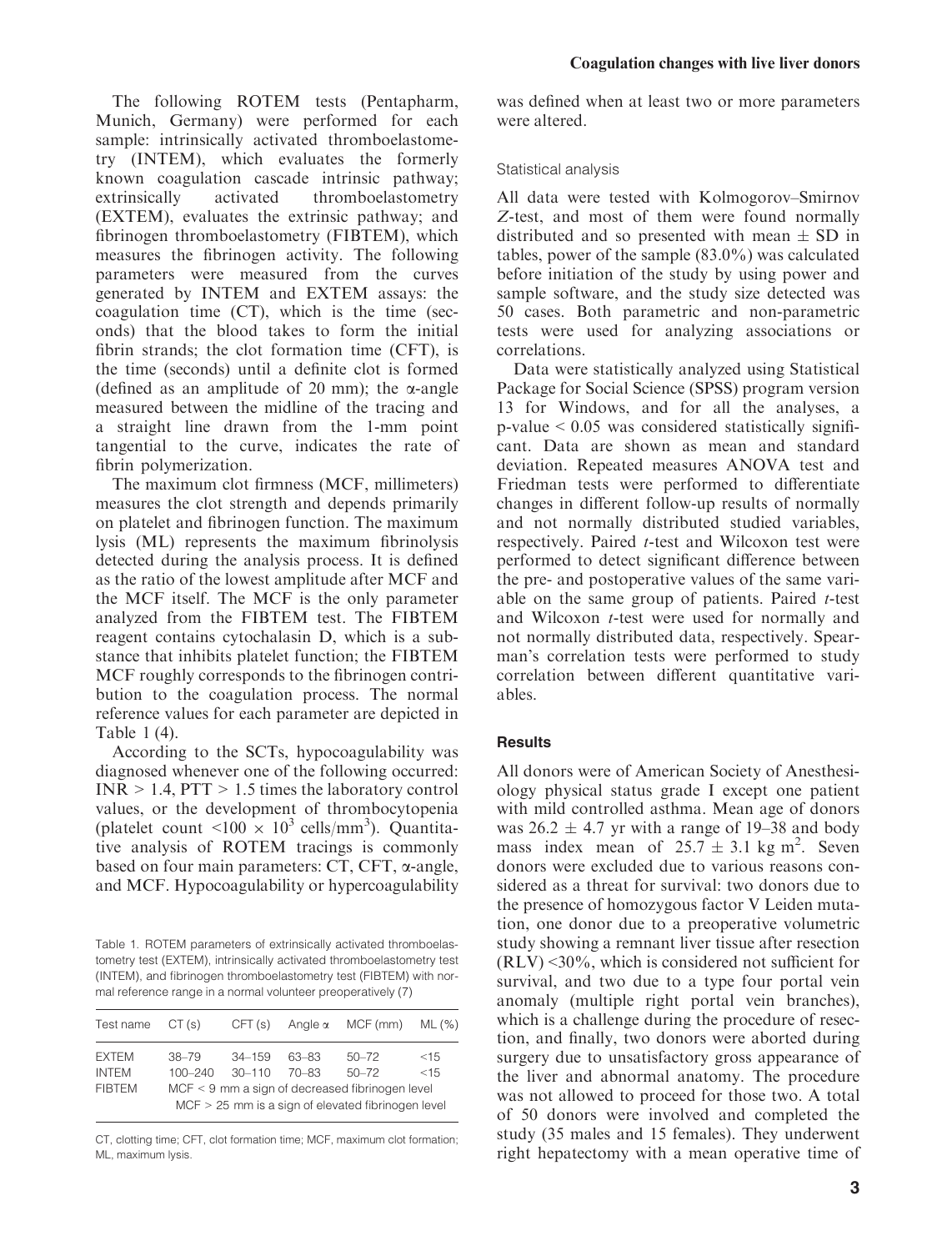The following ROTEM tests (Pentapharm, Munich, Germany) were performed for each sample: intrinsically activated thromboelastometry (INTEM), which evaluates the formerly known coagulation cascade intrinsic pathway; extrinsically activated thromboelastometry (EXTEM), evaluates the extrinsic pathway; and fibrinogen thromboelastometry (FIBTEM), which measures the fibrinogen activity. The following parameters were measured from the curves generated by INTEM and EXTEM assays: the coagulation time (CT), which is the time (seconds) that the blood takes to form the initial fibrin strands; the clot formation time (CFT), is the time (seconds) until a definite clot is formed (defined as an amplitude of 20 mm); the α-angle measured between the midline of the tracing and a straight line drawn from the 1-mm point tangential to the curve, indicates the rate of fibrin polymerization.

The maximum clot firmness (MCF, millimeters) measures the clot strength and depends primarily on platelet and fibrinogen function. The maximum lysis (ML) represents the maximum fibrinolysis detected during the analysis process. It is defined as the ratio of the lowest amplitude after MCF and the MCF itself. The MCF is the only parameter analyzed from the FIBTEM test. The FIBTEM reagent contains cytochalasin D, which is a substance that inhibits platelet function; the FIBTEM MCF roughly corresponds to the fibrinogen contribution to the coagulation process. The normal reference values for each parameter are depicted in Table 1 (4).

According to the SCTs, hypocoagulability was diagnosed whenever one of the following occurred: INR > 1.4, PTT > 1.5 times the laboratory control values, or the development of thrombocytopenia (platelet count $<100 \times 10^3$ cells/mm$^3$). Quantitative analysis of ROTEM tracings is commonly based on four main parameters: CT, CFT, α-angle, and MCF. Hypocoagulability or hypercoagulability was defined when at least two or more parameters were altered.

Table 1. ROTEM parameters of extrinsically activated thromboelastometry test (EXTEM), intrinsically activated thromboelastometry test (INTEM), and fibrinogen thromboelastometry test (FIBTEM) with normal reference range in a normal volunteer preoperatively (7)

| Test name | CT (s) | CFT (s) | Angle α | MCF (mm) | ML (%) |
|---|---|---|---|---|---|
| EXTEM | 38–79 | 34–159 | 63–83 | 50–72 | <15 |
| INTEM | 100–240 | 30–110 | 70–83 | 50–72 | <15 |
| FIBTEM | MCF < 9 mm a sign of decreased fibrinogen level; MCF > 25 mm is a sign of elevated fibrinogen level | | | | |

CT, clotting time; CFT, clot formation time; MCF, maximum clot formation; ML, maximum lysis.

### Statistical analysis

All data were tested with Kolmogorov–Smirnov *Z*-test, and most of them were found normally distributed and so presented with mean ± SD in tables, power of the sample (83.0%) was calculated before initiation of the study by using power and sample software, and the study size detected was 50 cases. Both parametric and non-parametric tests were used for analyzing associations or correlations.

Data were statistically analyzed using Statistical Package for Social Science (SPSS) program version 13 for Windows, and for all the analyses, a p-value < 0.05 was considered statistically significant. Data are shown as mean and standard deviation. Repeated measures ANOVA test and Friedman tests were performed to differentiate changes in different follow-up results of normally and not normally distributed studied variables, respectively. Paired *t*-test and Wilcoxon test were performed to detect significant difference between the pre- and postoperative values of the same variable on the same group of patients. Paired *t*-test and Wilcoxon *t*-test were used for normally and not normally distributed data, respectively. Spearman's correlation tests were performed to study correlation between different quantitative variables.

## Results

All donors were of American Society of Anesthesiology physical status grade I except one patient with mild controlled asthma. Mean age of donors was 26.2 ± 4.7 yr with a range of 19–38 and body mass index mean of 25.7 ± 3.1 kg m$^2$. Seven donors were excluded due to various reasons considered as a threat for survival: two donors due to the presence of homozygous factor V Leiden mutation, one donor due to a preoperative volumetric study showing a remnant liver tissue after resection (RLV) <30%, which is considered not sufficient for survival, and two due to a type four portal vein anomaly (multiple right portal vein branches), which is a challenge during the procedure of resection, and finally, two donors were aborted during surgery due to unsatisfactory gross appearance of the liver and abnormal anatomy. The procedure was not allowed to proceed for those two. A total of 50 donors were involved and completed the study (35 males and 15 females). They underwent right hepatectomy with a mean operative time of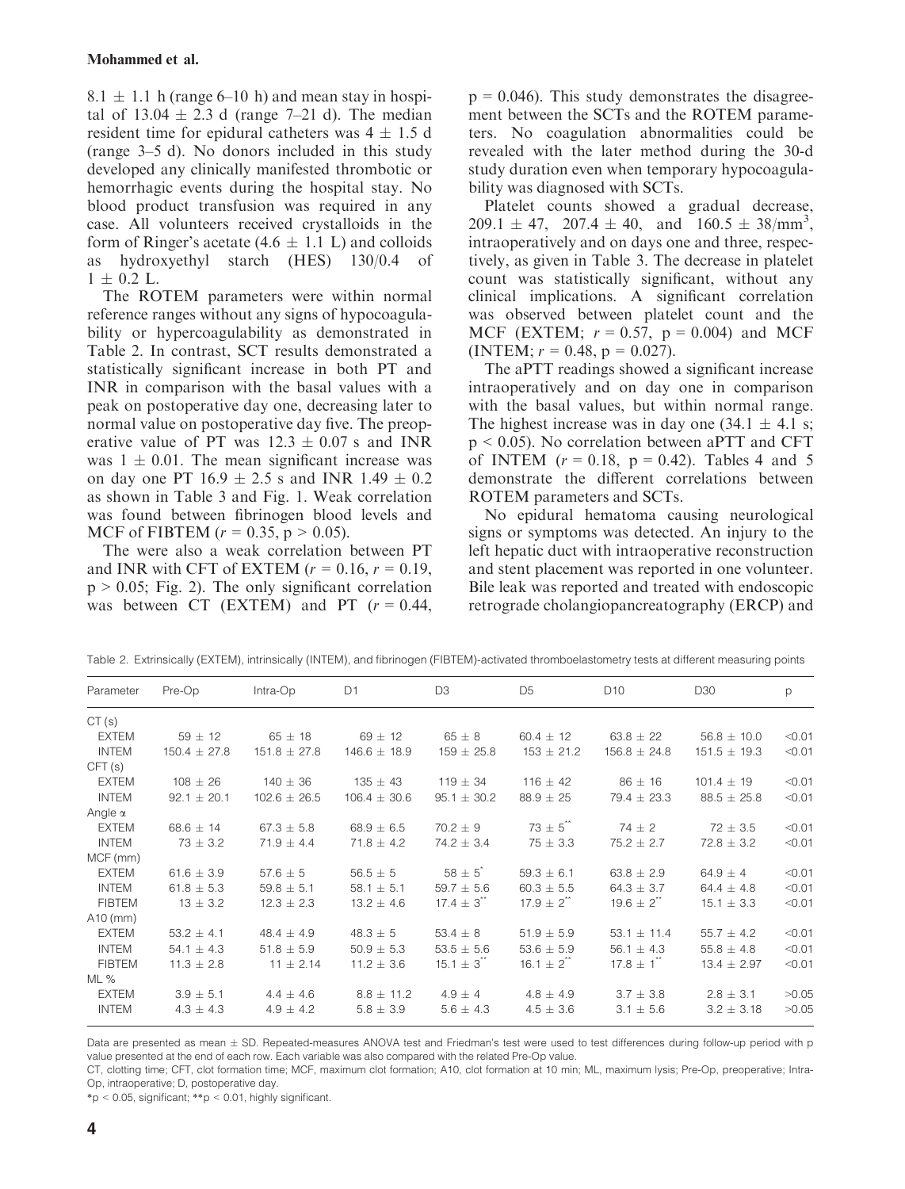$8.1 \pm 1.1$ h (range 6–10 h) and mean stay in hospital of $13.04 \pm 2.3$ d (range 7–21 d). The median resident time for epidural catheters was $4 \pm 1.5$ d (range 3–5 d). No donors included in this study developed any clinically manifested thrombotic or hemorrhagic events during the hospital stay. No blood product transfusion was required in any case. All volunteers received crystalloids in the form of Ringer's acetate ($4.6 \pm 1.1$ L) and colloids as hydroxyethyl starch (HES) 130/0.4 of $1 \pm 0.2$ L.

The ROTEM parameters were within normal reference ranges without any signs of hypocoagulability or hypercoagulability as demonstrated in Table 2. In contrast, SCT results demonstrated a statistically significant increase in both PT and INR in comparison with the basal values with a peak on postoperative day one, decreasing later to normal value on postoperative day five. The preoperative value of PT was $12.3 \pm 0.07$ s and INR was $1 \pm 0.01$. The mean significant increase was on day one PT $16.9 \pm 2.5$ s and INR $1.49 \pm 0.2$ as shown in Table 3 and Fig. 1. Weak correlation was found between fibrinogen blood levels and MCF of FIBTEM ($r = 0.35$, $p > 0.05$).

The were also a weak correlation between PT and INR with CFT of EXTEM ($r = 0.16$, $r = 0.19$, $p > 0.05$; Fig. 2). The only significant correlation was between CT (EXTEM) and PT ($r = 0.44$, $p = 0.046$). This study demonstrates the disagreement between the SCTs and the ROTEM parameters. No coagulation abnormalities could be revealed with the later method during the 30-d study duration even when temporary hypocoagulability was diagnosed with SCTs.

Platelet counts showed a gradual decrease, $209.1 \pm 47$, $207.4 \pm 40$, and $160.5 \pm 38/mm^3$, intraoperatively and on days one and three, respectively, as given in Table 3. The decrease in platelet count was statistically significant, without any clinical implications. A significant correlation was observed between platelet count and the MCF (EXTEM; $r = 0.57$, $p = 0.004$) and MCF (INTEM; $r = 0.48$, $p = 0.027$).

The aPTT readings showed a significant increase intraoperatively and on day one in comparison with the basal values, but within normal range. The highest increase was in day one ($34.1 \pm 4.1$ s; $p < 0.05$). No correlation between aPTT and CFT of INTEM ($r = 0.18$, $p = 0.42$). Tables 4 and 5 demonstrate the different correlations between ROTEM parameters and SCTs.

No epidural hematoma causing neurological signs or symptoms was detected. An injury to the left hepatic duct with intraoperative reconstruction and stent placement was reported in one volunteer. Bile leak was reported and treated with endoscopic retrograde cholangiopancreatography (ERCP) and

Table 2. Extrinsically (EXTEM), intrinsically (INTEM), and fibrinogen (FIBTEM)-activated thromboelastometry tests at different measuring points

| Parameter | Pre-Op | Intra-Op | D1 | D3 | D5 | D10 | D30 | p |
|---|---|---|---|---|---|---|---|---|
| CT (s) | | | | | | | | |
| EXTEM | 59 ± 12 | 65 ± 18 | 69 ± 12 | 65 ± 8 | 60.4 ± 12 | 63.8 ± 22 | 56.8 ± 10.0 | <0.01 |
| INTEM | 150.4 ± 27.8 | 151.8 ± 27.8 | 146.6 ± 18.9 | 159 ± 25.8 | 153 ± 21.2 | 156.8 ± 24.8 | 151.5 ± 19.3 | <0.01 |
| CFT (s) | | | | | | | | |
| EXTEM | 108 ± 26 | 140 ± 36 | 135 ± 43 | 119 ± 34 | 116 ± 42 | 86 ± 16 | 101.4 ± 19 | <0.01 |
| INTEM | 92.1 ± 20.1 | 102.6 ± 26.5 | 106.4 ± 30.6 | 95.1 ± 30.2 | 88.9 ± 25 | 79.4 ± 23.3 | 88.5 ± 25.8 | <0.01 |
| Angle α | | | | | | | | |
| EXTEM | 68.6 ± 14 | 67.3 ± 5.8 | 68.9 ± 6.5 | 70.2 ± 9 | 73 ± 5** | 74 ± 2 | 72 ± 3.5 | <0.01 |
| INTEM | 73 ± 3.2 | 71.9 ± 4.4 | 71.8 ± 4.2 | 74.2 ± 3.4 | 75 ± 3.3 | 75.2 ± 2.7 | 72.8 ± 3.2 | <0.01 |
| MCF (mm) | | | | | | | | |
| EXTEM | 61.6 ± 3.9 | 57.6 ± 5 | 56.5 ± 5 | 58 ± 5* | 59.3 ± 6.1 | 63.8 ± 2.9 | 64.9 ± 4 | <0.01 |
| INTEM | 61.8 ± 5.3 | 59.8 ± 5.1 | 58.1 ± 5.1 | 59.7 ± 5.6 | 60.3 ± 5.5 | 64.3 ± 3.7 | 64.4 ± 4.8 | <0.01 |
| FIBTEM | 13 ± 3.2 | 12.3 ± 2.3 | 13.2 ± 4.6 | 17.4 ± 3** | 17.9 ± 2** | 19.6 ± 2** | 15.1 ± 3.3 | <0.01 |
| A10 (mm) | | | | | | | | |
| EXTEM | 53.2 ± 4.1 | 48.4 ± 4.9 | 48.3 ± 5 | 53.4 ± 8 | 51.9 ± 5.9 | 53.1 ± 11.4 | 55.7 ± 4.2 | <0.01 |
| INTEM | 54.1 ± 4.3 | 51.8 ± 5.9 | 50.9 ± 5.3 | 53.5 ± 5.6 | 53.6 ± 5.9 | 56.1 ± 4.3 | 55.8 ± 4.8 | <0.01 |
| FIBTEM | 11.3 ± 2.8 | 11 ± 2.14 | 11.2 ± 3.6 | 15.1 ± 3** | 16.1 ± 2** | 17.8 ± 1** | 13.4 ± 2.97 | <0.01 |
| ML % | | | | | | | | |
| EXTEM | 3.9 ± 5.1 | 4.4 ± 4.6 | 8.8 ± 11.2 | 4.9 ± 4 | 4.8 ± 4.9 | 3.7 ± 3.8 | 2.8 ± 3.1 | >0.05 |
| INTEM | 4.3 ± 4.3 | 4.9 ± 4.2 | 5.8 ± 3.9 | 5.6 ± 4.3 | 4.5 ± 3.6 | 3.1 ± 5.6 | 3.2 ± 3.18 | >0.05 |

Data are presented as mean ± SD. Repeated-measures ANOVA test and Friedman's test were used to test differences during follow-up period with p value presented at the end of each row. Each variable was also compared with the related Pre-Op value.

CT, clotting time; CFT, clot formation time; MCF, maximum clot formation; A10, clot formation at 10 min; ML, maximum lysis; Pre-Op, preoperative; Intra-Op, intraoperative; D, postoperative day.

*$p < 0.05$, significant; **$p < 0.01$, highly significant.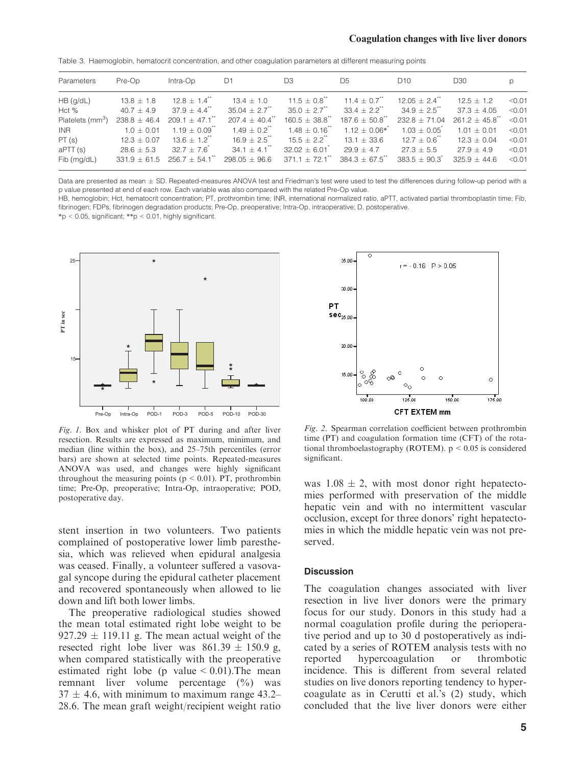Table 3. Haemoglobin, hematocrit concentration, and other coagulation parameters at different measuring points

| Parameters | Pre-Op | Intra-Op | D1 | D3 | D5 | D10 | D30 | p |
|---|---|---|---|---|---|---|---|---|
| HB (g/dL) | 13.8 ± 1.8 | 12.8 ± 1.4** | 13.4 ± 1.0 | 11.5 ± 0.8** | 11.4 ± 0.7** | 12.05 ± 2.4** | 12.5 ± 1.2 | <0.01 |
| Hct % | 40.7 ± 4.9 | 37.9 ± 4.4** | 35.04 ± 2.7** | 35.0 ± 2.7** | 33.4 ± 2.2** | 34.9 ± 2.5** | 37.3 ± 4.05 | <0.01 |
| Platelets ($mm^3$) | 238.8 ± 46.4 | 209.1 ± 47.1** | 207.4 ± 40.4** | 160.5 ± 38.8** | 187.6 ± 50.8** | 232.8 ± 71.04 | 261.2 ± 45.8** | <0.01 |
| INR | 1.0 ± 0.01 | 1.19 ± 0.09** | 1.49 ± 0.2** | 1.48 ± 0.16** | 1.12 ± 0.06** | 1.03 ± 0.05* | 1.01 ± 0.01 | <0.01 |
| PT (s) | 12.3 ± 0.07 | 13.6 ± 1.2** | 16.9 ± 2.5** | 15.5 ± 2.2** | 13.1 ± 33.6 | 12.7 ± 0.6** | 12.3 ± 0.04 | <0.01 |
| aPTT (s) | 28.6 ± 5.3 | 32.7 ± 7.6* | 34.1 ± 4.1** | 32.02 ± 6.01* | 29.9 ± 4.7 | 27.3 ± 5.5 | 27.9 ± 4.9 | <0.01 |
| Fib (mg/dL) | 331.9 ± 61.5 | 256.7 ± 54.1** | 298.05 ± 96.6 | 371.1 ± 72.1** | 384.3 ± 67.5** | 383.5 ± 90.3* | 325.9 ± 44.6 | <0.01 |

Data are presented as mean ± SD. Repeated-measures ANOVA test and Friedman's test were used to test the differences during follow-up period with a p value presented at end of each row. Each variable was also compared with the related Pre-Op value.

HB, hemoglobin; Hct, hematocrit concentration; PT, prothrombin time; INR, international normalized ratio, aPTT, activated partial thromboplastin time; Fib, fibrinogen; FDPs, fibrinogen degradation products; Pre-Op, preoperative; Intra-Op, intraoperative; D, postoperative.

*p < 0.05, significant; **p < 0.01, highly significant.

*Fig. 1.* Box and whisker plot of PT during and after liver resection. Results are expressed as maximum, minimum, and median (line within the box), and 25–75th percentiles (error bars) are shown at selected time points. Repeated-measures ANOVA was used, and changes were highly significant throughout the measuring points ($p < 0.01$). PT, prothrombin time; Pre-Op, preoperative; Intra-Op, intraoperative; POD, postoperative day.

*Fig. 2.* Spearman correlation coefficient between prothrombin time (PT) and coagulation formation time (CFT) of the rotational thromboelastography (ROTEM). $p < 0.05$ is considered significant.

stent insertion in two volunteers. Two patients complained of postoperative lower limb paresthesia, which was relieved when epidural analgesia was ceased. Finally, a volunteer suffered a vasovagal syncope during the epidural catheter placement and recovered spontaneously when allowed to lie down and lift both lower limbs.

The preoperative radiological studies showed the mean total estimated right lobe weight to be 927.29 ± 119.11 g. The mean actual weight of the resected right lobe liver was 861.39 ± 150.9 g, when compared statistically with the preoperative estimated right lobe (p value < 0.01).The mean remnant liver volume percentage (%) was 37 ± 4.6, with minimum to maximum range 43.2–28.6. The mean graft weight/recipient weight ratio was 1.08 ± 2, with most donor right hepatectomies performed with preservation of the middle hepatic vein and with no intermittent vascular occlusion, except for three donors' right hepatectomies in which the middle hepatic vein was not preserved.

## Discussion

The coagulation changes associated with liver resection in live liver donors were the primary focus for our study. Donors in this study had a normal coagulation profile during the perioperative period and up to 30 d postoperatively as indicated by a series of ROTEM analysis tests with no reported hypercoagulation or thrombotic incidence. This is different from several related studies on live donors reporting tendency to hypercoagulate as in Cerutti et al.'s (2) study, which concluded that the live liver donors were either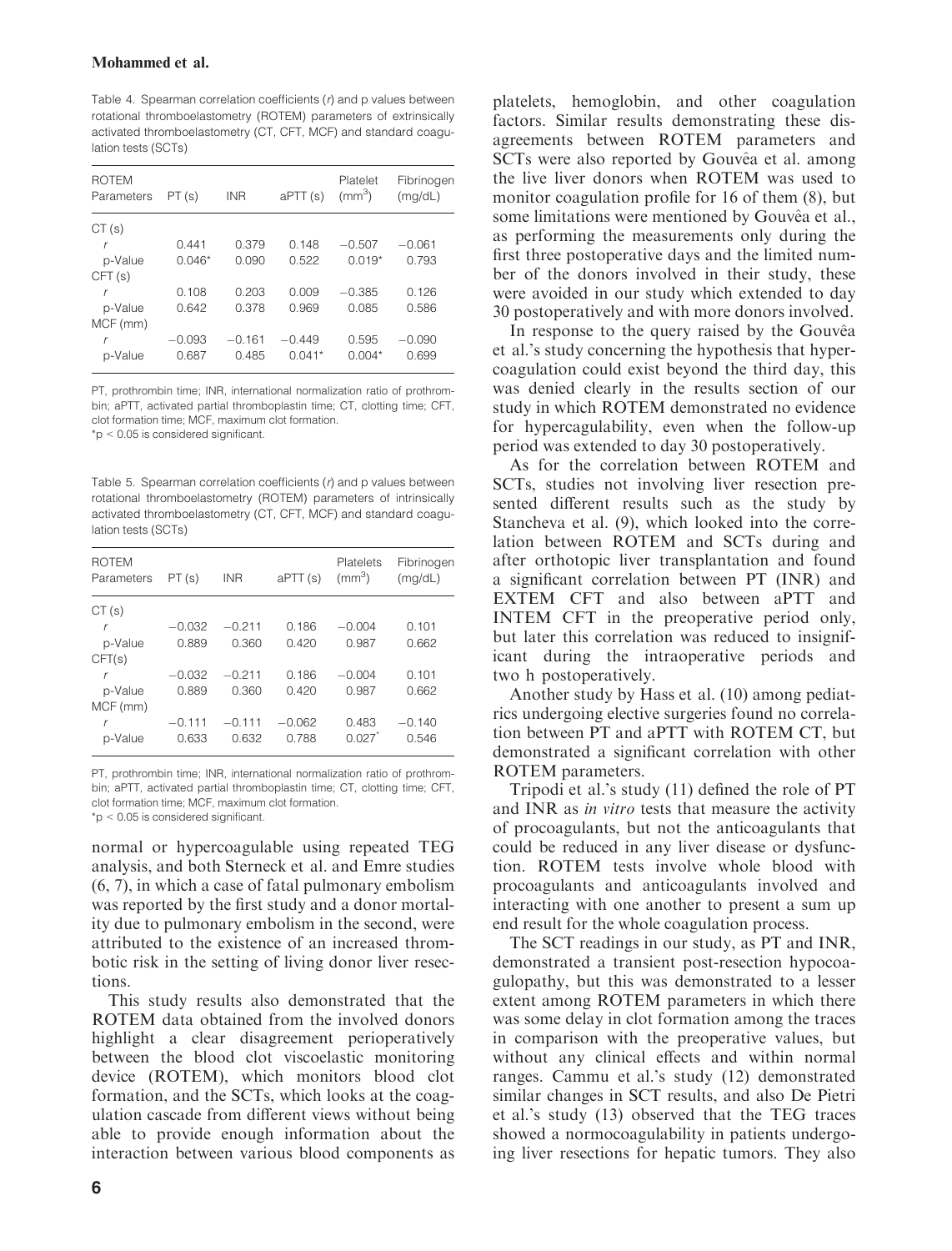Table 4. Spearman correlation coefficients ($r$) and p values between rotational thromboelastometry (ROTEM) parameters of extrinsically activated thromboelastometry (CT, CFT, MCF) and standard coagulation tests (SCTs)

| ROTEM Parameters | PT (s) | INR | aPTT (s) | Platelet ($mm^3$) | Fibrinogen (mg/dL) |
|---|---|---|---|---|---|
| CT (s) | | | | | |
| $r$ | 0.441 | 0.379 | 0.148 | −0.507 | −0.061 |
| p-Value | 0.046* | 0.090 | 0.522 | 0.019* | 0.793 |
| CFT (s) | | | | | |
| $r$ | 0.108 | 0.203 | 0.009 | −0.385 | 0.126 |
| p-Value | 0.642 | 0.378 | 0.969 | 0.085 | 0.586 |
| MCF (mm) | | | | | |
| $r$ | −0.093 | −0.161 | −0.449 | 0.595 | −0.090 |
| p-Value | 0.687 | 0.485 | 0.041* | 0.004* | 0.699 |

PT, prothrombin time; INR, international normalization ratio of prothrombin; aPTT, activated partial thromboplastin time; CT, clotting time; CFT, clot formation time; MCF, maximum clot formation.
*$p < 0.05$ is considered significant.

Table 5. Spearman correlation coefficients ($r$) and p values between rotational thromboelastometry (ROTEM) parameters of intrinsically activated thromboelastometry (CT, CFT, MCF) and standard coagulation tests (SCTs)

| ROTEM Parameters | PT (s) | INR | aPTT (s) | Platelets ($mm^3$) | Fibrinogen (mg/dL) |
|---|---|---|---|---|---|
| CT (s) | | | | | |
| $r$ | −0.032 | −0.211 | 0.186 | −0.004 | 0.101 |
| p-Value | 0.889 | 0.360 | 0.420 | 0.987 | 0.662 |
| CFT(s) | | | | | |
| $r$ | −0.032 | −0.211 | 0.186 | −0.004 | 0.101 |
| p-Value | 0.889 | 0.360 | 0.420 | 0.987 | 0.662 |
| MCF (mm) | | | | | |
| $r$ | −0.111 | −0.111 | −0.062 | 0.483 | −0.140 |
| p-Value | 0.633 | 0.632 | 0.788 | 0.027* | 0.546 |

PT, prothrombin time; INR, international normalization ratio of prothrombin; aPTT, activated partial thromboplastin time; CT, clotting time; CFT, clot formation time; MCF, maximum clot formation.
*$p < 0.05$ is considered significant.

normal or hypercoagulable using repeated TEG analysis, and both Sterneck et al. and Emre studies (6, 7), in which a case of fatal pulmonary embolism was reported by the first study and a donor mortality due to pulmonary embolism in the second, were attributed to the existence of an increased thrombotic risk in the setting of living donor liver resections.

This study results also demonstrated that the ROTEM data obtained from the involved donors highlight a clear disagreement perioperatively between the blood clot viscoelastic monitoring device (ROTEM), which monitors blood clot formation, and the SCTs, which looks at the coagulation cascade from different views without being able to provide enough information about the interaction between various blood components as platelets, hemoglobin, and other coagulation factors. Similar results demonstrating these disagreements between ROTEM parameters and SCTs were also reported by Gouvêa et al. among the live liver donors when ROTEM was used to monitor coagulation profile for 16 of them (8), but some limitations were mentioned by Gouvêa et al., as performing the measurements only during the first three postoperative days and the limited number of the donors involved in their study, these were avoided in our study which extended to day 30 postoperatively and with more donors involved.

In response to the query raised by the Gouvêa et al.'s study concerning the hypothesis that hypercoagulation could exist beyond the third day, this was denied clearly in the results section of our study in which ROTEM demonstrated no evidence for hypercagulability, even when the follow-up period was extended to day 30 postoperatively.

As for the correlation between ROTEM and SCTs, studies not involving liver resection presented different results such as the study by Stancheva et al. (9), which looked into the correlation between ROTEM and SCTs during and after orthotopic liver transplantation and found a significant correlation between PT (INR) and EXTEM CFT and also between aPTT and INTEM CFT in the preoperative period only, but later this correlation was reduced to insignificant during the intraoperative periods and two h postoperatively.

Another study by Hass et al. (10) among pediatrics undergoing elective surgeries found no correlation between PT and aPTT with ROTEM CT, but demonstrated a significant correlation with other ROTEM parameters.

Tripodi et al.'s study (11) defined the role of PT and INR as *in vitro* tests that measure the activity of procoagulants, but not the anticoagulants that could be reduced in any liver disease or dysfunction. ROTEM tests involve whole blood with procoagulants and anticoagulants involved and interacting with one another to present a sum up end result for the whole coagulation process.

The SCT readings in our study, as PT and INR, demonstrated a transient post-resection hypocoagulopathy, but this was demonstrated to a lesser extent among ROTEM parameters in which there was some delay in clot formation among the traces in comparison with the preoperative values, but without any clinical effects and within normal ranges. Cammu et al.'s study (12) demonstrated similar changes in SCT results, and also De Pietri et al.'s study (13) observed that the TEG traces showed a normocoagulability in patients undergoing liver resections for hepatic tumors. They also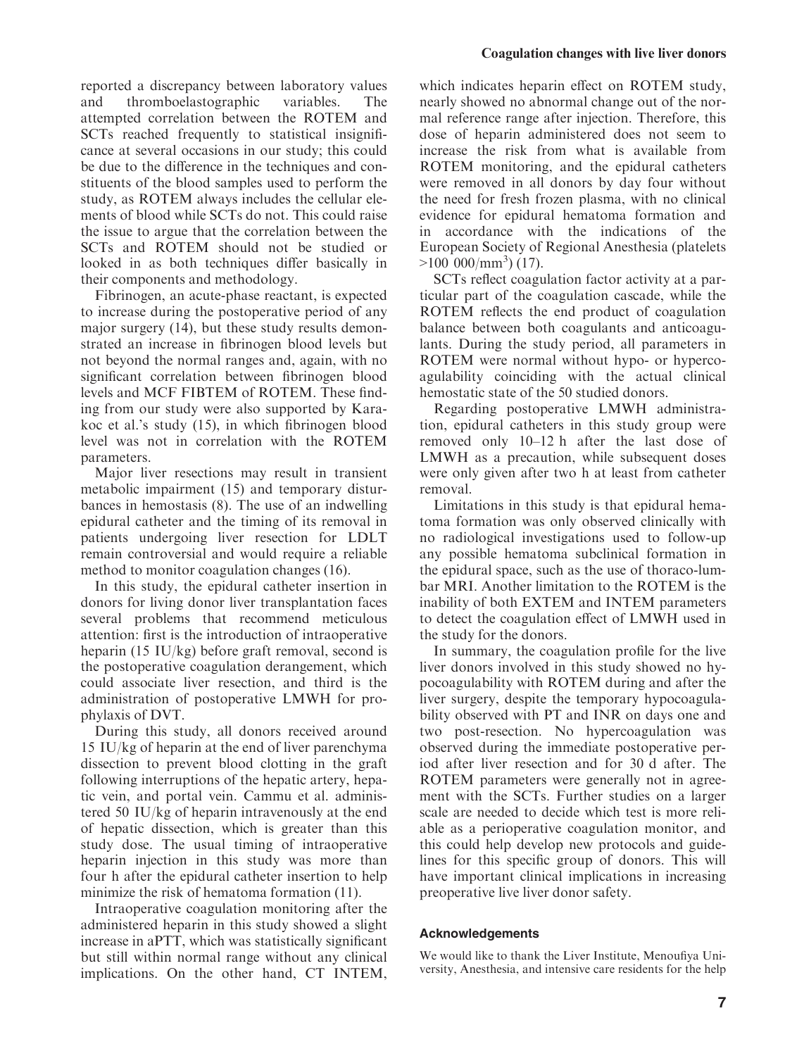reported a discrepancy between laboratory values and thromboelastographic variables. The attempted correlation between the ROTEM and SCTs reached frequently to statistical insignificance at several occasions in our study; this could be due to the difference in the techniques and constituents of the blood samples used to perform the study, as ROTEM always includes the cellular elements of blood while SCTs do not. This could raise the issue to argue that the correlation between the SCTs and ROTEM should not be studied or looked in as both techniques differ basically in their components and methodology.

Fibrinogen, an acute-phase reactant, is expected to increase during the postoperative period of any major surgery (14), but these study results demonstrated an increase in fibrinogen blood levels but not beyond the normal ranges and, again, with no significant correlation between fibrinogen blood levels and MCF FIBTEM of ROTEM. These finding from our study were also supported by Karakoc et al.'s study (15), in which fibrinogen blood level was not in correlation with the ROTEM parameters.

Major liver resections may result in transient metabolic impairment (15) and temporary disturbances in hemostasis (8). The use of an indwelling epidural catheter and the timing of its removal in patients undergoing liver resection for LDLT remain controversial and would require a reliable method to monitor coagulation changes (16).

In this study, the epidural catheter insertion in donors for living donor liver transplantation faces several problems that recommend meticulous attention: first is the introduction of intraoperative heparin (15 IU/kg) before graft removal, second is the postoperative coagulation derangement, which could associate liver resection, and third is the administration of postoperative LMWH for prophylaxis of DVT.

During this study, all donors received around 15 IU/kg of heparin at the end of liver parenchyma dissection to prevent blood clotting in the graft following interruptions of the hepatic artery, hepatic vein, and portal vein. Cammu et al. administered 50 IU/kg of heparin intravenously at the end of hepatic dissection, which is greater than this study dose. The usual timing of intraoperative heparin injection in this study was more than four h after the epidural catheter insertion to help minimize the risk of hematoma formation (11).

Intraoperative coagulation monitoring after the administered heparin in this study showed a slight increase in aPTT, which was statistically significant but still within normal range without any clinical implications. On the other hand, CT INTEM, which indicates heparin effect on ROTEM study, nearly showed no abnormal change out of the normal reference range after injection. Therefore, this dose of heparin administered does not seem to increase the risk from what is available from ROTEM monitoring, and the epidural catheters were removed in all donors by day four without the need for fresh frozen plasma, with no clinical evidence for epidural hematoma formation and in accordance with the indications of the European Society of Regional Anesthesia (platelets $>100\ 000/\text{mm}^3$) (17).

SCTs reflect coagulation factor activity at a particular part of the coagulation cascade, while the ROTEM reflects the end product of coagulation balance between both coagulants and anticoagulants. During the study period, all parameters in ROTEM were normal without hypo- or hypercoagulability coinciding with the actual clinical hemostatic state of the 50 studied donors.

Regarding postoperative LMWH administration, epidural catheters in this study group were removed only 10–12 h after the last dose of LMWH as a precaution, while subsequent doses were only given after two h at least from catheter removal.

Limitations in this study is that epidural hematoma formation was only observed clinically with no radiological investigations used to follow-up any possible hematoma subclinical formation in the epidural space, such as the use of thoraco-lumbar MRI. Another limitation to the ROTEM is the inability of both EXTEM and INTEM parameters to detect the coagulation effect of LMWH used in the study for the donors.

In summary, the coagulation profile for the live liver donors involved in this study showed no hypocoagulability with ROTEM during and after the liver surgery, despite the temporary hypocoagulability observed with PT and INR on days one and two post-resection. No hypercoagulation was observed during the immediate postoperative period after liver resection and for 30 d after. The ROTEM parameters were generally not in agreement with the SCTs. Further studies on a larger scale are needed to decide which test is more reliable as a perioperative coagulation monitor, and this could help develop new protocols and guidelines for this specific group of donors. This will have important clinical implications in increasing preoperative live liver donor safety.

## Acknowledgements

We would like to thank the Liver Institute, Menoufiya University, Anesthesia, and intensive care residents for the help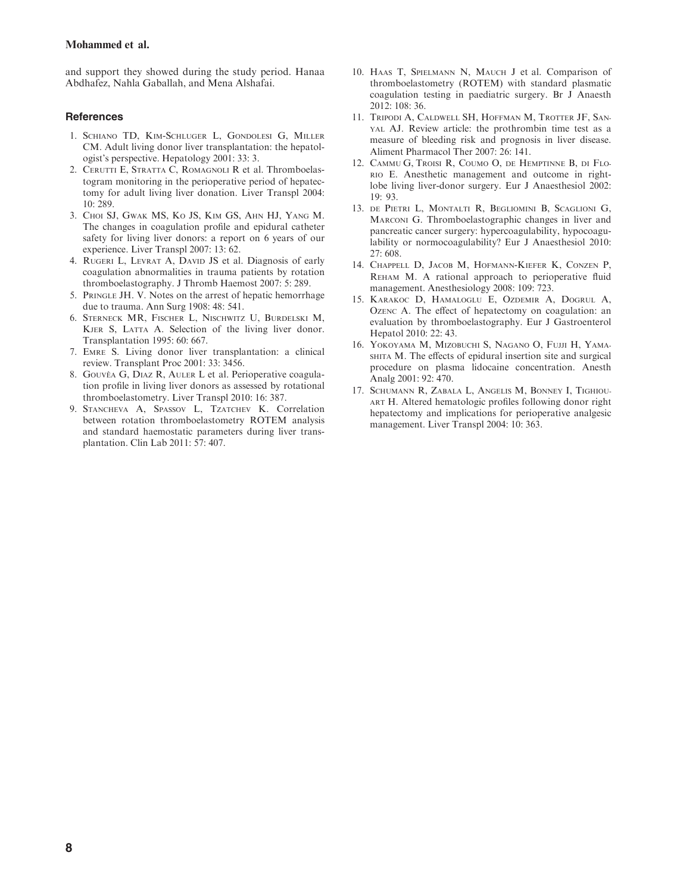and support they showed during the study period. Hanaa Abdhafez, Nahla Gaballah, and Mena Alshafai.

## References

1. Schiano TD, Kim-Schluger L, Gondolesi G, Miller CM. Adult living donor liver transplantation: the hepatologist's perspective. Hepatology 2001: 33: 3.
2. Cerutti E, Stratta C, Romagnoli R et al. Thromboelastogram monitoring in the perioperative period of hepatectomy for adult living liver donation. Liver Transpl 2004: 10: 289.
3. Choi SJ, Gwak MS, Ko JS, Kim GS, Ahn HJ, Yang M. The changes in coagulation profile and epidural catheter safety for living liver donors: a report on 6 years of our experience. Liver Transpl 2007: 13: 62.
4. Rugeri L, Levrat A, David JS et al. Diagnosis of early coagulation abnormalities in trauma patients by rotation thromboelastography. J Thromb Haemost 2007: 5: 289.
5. Pringle JH. V. Notes on the arrest of hepatic hemorrhage due to trauma. Ann Surg 1908: 48: 541.
6. Sterneck MR, Fischer L, Nischwitz U, Burdelski M, Kjer S, Latta A. Selection of the living liver donor. Transplantation 1995: 60: 667.
7. Emre S. Living donor liver transplantation: a clinical review. Transplant Proc 2001: 33: 3456.
8. Gouvêa G, Diaz R, Auler L et al. Perioperative coagulation profile in living liver donors as assessed by rotational thromboelastometry. Liver Transpl 2010: 16: 387.
9. Stancheva A, Spassov L, Tzatchev K. Correlation between rotation thromboelastometry ROTEM analysis and standard haemostatic parameters during liver transplantation. Clin Lab 2011: 57: 407.
10. Haas T, Spielmann N, Mauch J et al. Comparison of thromboelastometry (ROTEM) with standard plasmatic coagulation testing in paediatric surgery. Br J Anaesth 2012: 108: 36.
11. Tripodi A, Caldwell SH, Hoffman M, Trotter JF, Sanyal AJ. Review article: the prothrombin time test as a measure of bleeding risk and prognosis in liver disease. Aliment Pharmacol Ther 2007: 26: 141.
12. Cammu G, Troisi R, Coumo O, de Hemptinne B, di Florio E. Anesthetic management and outcome in right-lobe living liver-donor surgery. Eur J Anaesthesiol 2002: 19: 93.
13. de Pietri L, Montalti R, Begliomini B, Scaglioni G, Marconi G. Thromboelastographic changes in liver and pancreatic cancer surgery: hypercoagulability, hypocoagulability or normocoagulability? Eur J Anaesthesiol 2010: 27: 608.
14. Chappell D, Jacob M, Hofmann-Kiefer K, Conzen P, Reham M. A rational approach to perioperative fluid management. Anesthesiology 2008: 109: 723.
15. Karakoc D, Hamaloglu E, Ozdemir A, Dogrul A, Ozenc A. The effect of hepatectomy on coagulation: an evaluation by thromboelastography. Eur J Gastroenterol Hepatol 2010: 22: 43.
16. Yokoyama M, Mizobuchi S, Nagano O, Fujii H, Yamashita M. The effects of epidural insertion site and surgical procedure on plasma lidocaine concentration. Anesth Analg 2001: 92: 470.
17. Schumann R, Zabala L, Angelis M, Bonney I, Tighiouart H. Altered hematologic profiles following donor right hepatectomy and implications for perioperative analgesic management. Liver Transpl 2004: 10: 363.